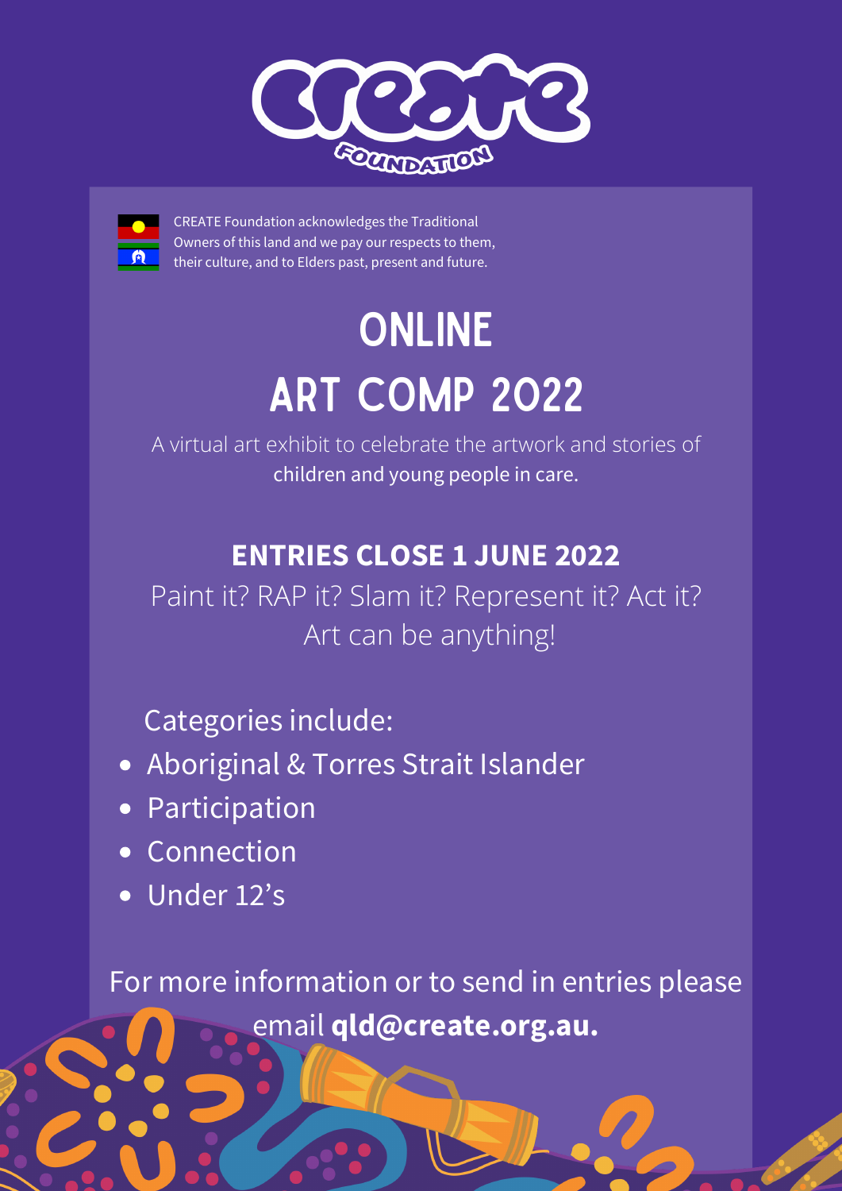# CREATE FOUNDATION

CREATE Foundation acknowledges the Traditional Owners of this land and we pay our respects to them, their culture, and to Elders past, present and future.

# ONLINE ART COMP 2022

A virtual art exhibit to celebrate the artwork and stories of children and young people in care.

## ENTRIES CLOSE 1 JUNE 2022

Paint it? RAP it? Slam it? Represent it? Act it? Art can be anything!

Categories include:

- Aboriginal & Torres Strait Islander
- Participation
- Connection
- Under 12's

For more information or to send in entries please email **qld@create.org.au.**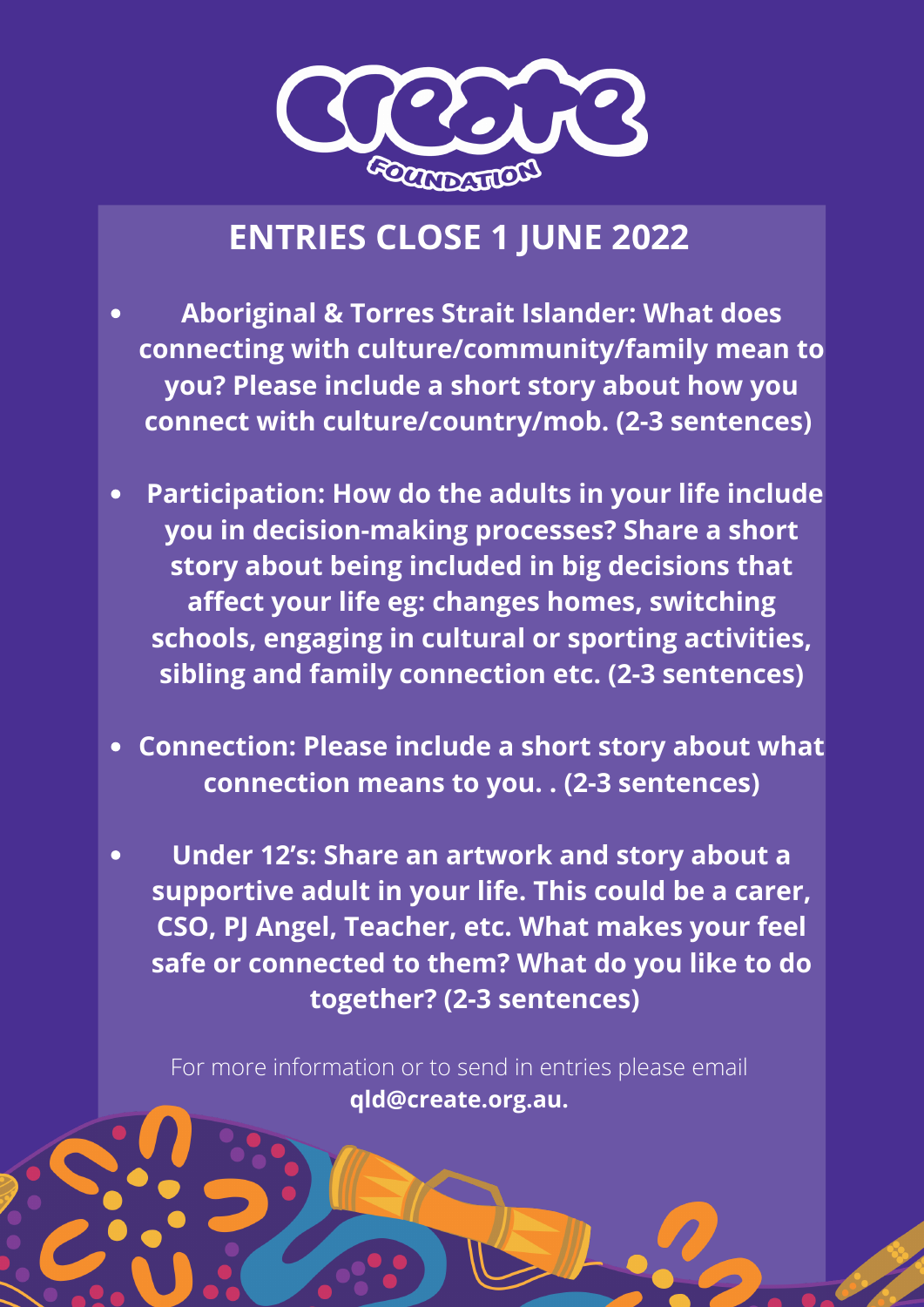CREATE FOUNDATION

## ENTRIES CLOSE 1 JUNE 2022

- **Aboriginal & Torres Strait Islander: What does connecting with culture/community/family mean to you? Please include a short story about how you connect with culture/country/mob. (2-3 sentences)**
- **Participation: How do the adults in your life include you in decision-making processes? Share a short story about being included in big decisions that affect your life eg: changes homes, switching schools, engaging in cultural or sporting activities, sibling and family connection etc. (2-3 sentences)**
- **Connection: Please include a short story about what connection means to you. . (2-3 sentences)**
- **Under 12's: Share an artwork and story about a supportive adult in your life. This could be a carer, CSO, PJ Angel, Teacher, etc. What makes your feel safe or connected to them? What do you like to do together? (2-3 sentences)**

For more information or to send in entries please email **qld@create.org.au.**